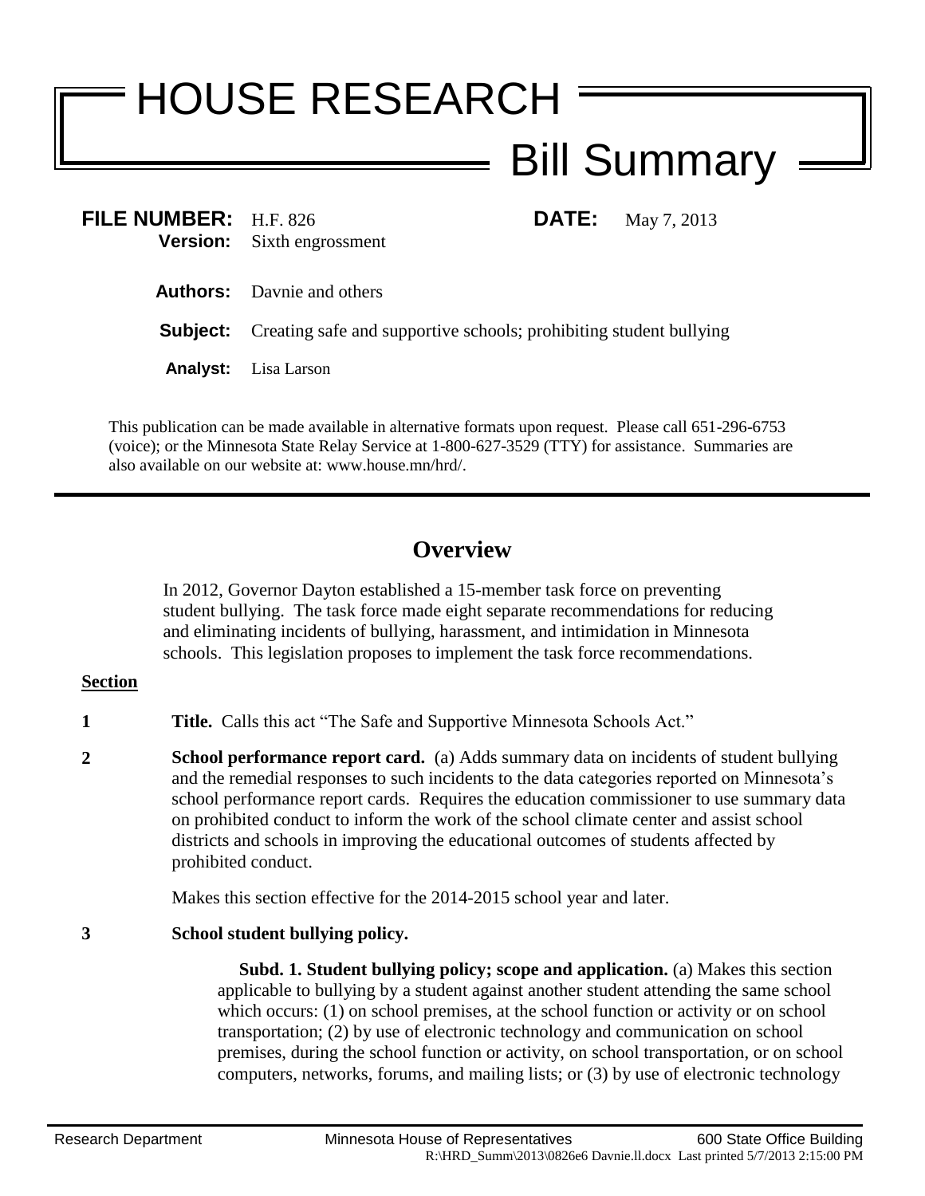# HOUSE RESEARCH

## Bill Summary

**FILE NUMBER:** H.F. 826 **DATE:** May 7, 2013
**Version:** Sixth engrossment

**Authors:** Davnie and others

**Subject:** Creating safe and supportive schools; prohibiting student bullying

**Analyst:** Lisa Larson

This publication can be made available in alternative formats upon request. Please call 651-296-6753 (voice); or the Minnesota State Relay Service at 1-800-627-3529 (TTY) for assistance. Summaries are also available on our website at: www.house.mn/hrd/.

---

## Overview

In 2012, Governor Dayton established a 15-member task force on preventing student bullying. The task force made eight separate recommendations for reducing and eliminating incidents of bullying, harassment, and intimidation in Minnesota schools. This legislation proposes to implement the task force recommendations.

**Section**

**1** **Title.** Calls this act "The Safe and Supportive Minnesota Schools Act."

**2** **School performance report card.** (a) Adds summary data on incidents of student bullying and the remedial responses to such incidents to the data categories reported on Minnesota's school performance report cards. Requires the education commissioner to use summary data on prohibited conduct to inform the work of the school climate center and assist school districts and schools in improving the educational outcomes of students affected by prohibited conduct.

Makes this section effective for the 2014-2015 school year and later.

**3** **School student bullying policy.**

**Subd. 1. Student bullying policy; scope and application.** (a) Makes this section applicable to bullying by a student against another student attending the same school which occurs: (1) on school premises, at the school function or activity or on school transportation; (2) by use of electronic technology and communication on school premises, during the school function or activity, on school transportation, or on school computers, networks, forums, and mailing lists; or (3) by use of electronic technology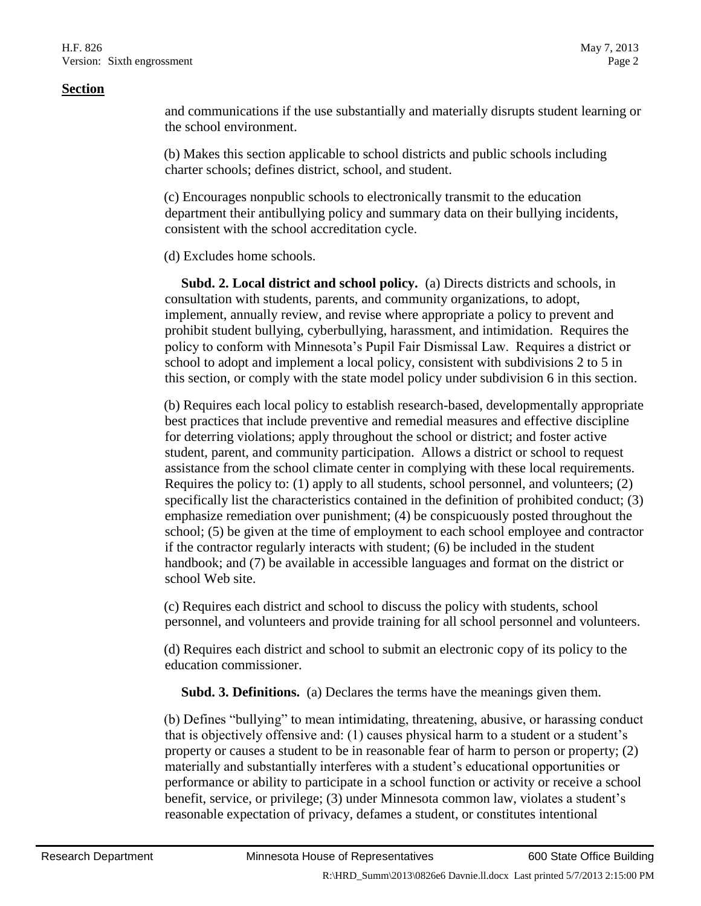**Section**

and communications if the use substantially and materially disrupts student learning or the school environment.

(b) Makes this section applicable to school districts and public schools including charter schools; defines district, school, and student.

(c) Encourages nonpublic schools to electronically transmit to the education department their antibullying policy and summary data on their bullying incidents, consistent with the school accreditation cycle.

(d) Excludes home schools.

**Subd. 2. Local district and school policy.** (a) Directs districts and schools, in consultation with students, parents, and community organizations, to adopt, implement, annually review, and revise where appropriate a policy to prevent and prohibit student bullying, cyberbullying, harassment, and intimidation. Requires the policy to conform with Minnesota's Pupil Fair Dismissal Law. Requires a district or school to adopt and implement a local policy, consistent with subdivisions 2 to 5 in this section, or comply with the state model policy under subdivision 6 in this section.

(b) Requires each local policy to establish research-based, developmentally appropriate best practices that include preventive and remedial measures and effective discipline for deterring violations; apply throughout the school or district; and foster active student, parent, and community participation. Allows a district or school to request assistance from the school climate center in complying with these local requirements. Requires the policy to: (1) apply to all students, school personnel, and volunteers; (2) specifically list the characteristics contained in the definition of prohibited conduct; (3) emphasize remediation over punishment; (4) be conspicuously posted throughout the school; (5) be given at the time of employment to each school employee and contractor if the contractor regularly interacts with student; (6) be included in the student handbook; and (7) be available in accessible languages and format on the district or school Web site.

(c) Requires each district and school to discuss the policy with students, school personnel, and volunteers and provide training for all school personnel and volunteers.

(d) Requires each district and school to submit an electronic copy of its policy to the education commissioner.

**Subd. 3. Definitions.** (a) Declares the terms have the meanings given them.

(b) Defines "bullying" to mean intimidating, threatening, abusive, or harassing conduct that is objectively offensive and: (1) causes physical harm to a student or a student's property or causes a student to be in reasonable fear of harm to person or property; (2) materially and substantially interferes with a student's educational opportunities or performance or ability to participate in a school function or activity or receive a school benefit, service, or privilege; (3) under Minnesota common law, violates a student's reasonable expectation of privacy, defames a student, or constitutes intentional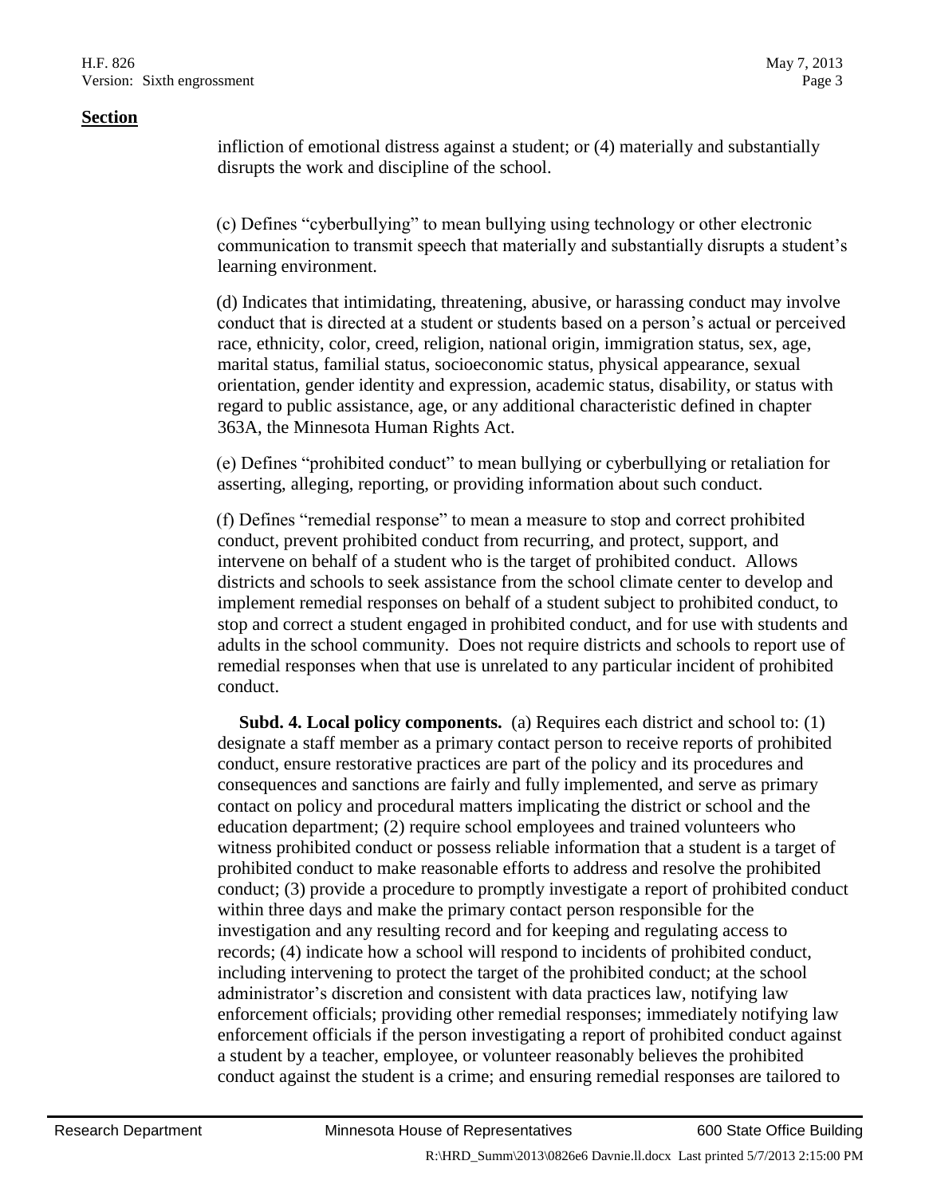**Section**

infliction of emotional distress against a student; or (4) materially and substantially disrupts the work and discipline of the school.

(c) Defines "cyberbullying" to mean bullying using technology or other electronic communication to transmit speech that materially and substantially disrupts a student's learning environment.

(d) Indicates that intimidating, threatening, abusive, or harassing conduct may involve conduct that is directed at a student or students based on a person's actual or perceived race, ethnicity, color, creed, religion, national origin, immigration status, sex, age, marital status, familial status, socioeconomic status, physical appearance, sexual orientation, gender identity and expression, academic status, disability, or status with regard to public assistance, age, or any additional characteristic defined in chapter 363A, the Minnesota Human Rights Act.

(e) Defines "prohibited conduct" to mean bullying or cyberbullying or retaliation for asserting, alleging, reporting, or providing information about such conduct.

(f) Defines "remedial response" to mean a measure to stop and correct prohibited conduct, prevent prohibited conduct from recurring, and protect, support, and intervene on behalf of a student who is the target of prohibited conduct. Allows districts and schools to seek assistance from the school climate center to develop and implement remedial responses on behalf of a student subject to prohibited conduct, to stop and correct a student engaged in prohibited conduct, and for use with students and adults in the school community. Does not require districts and schools to report use of remedial responses when that use is unrelated to any particular incident of prohibited conduct.

**Subd. 4. Local policy components.** (a) Requires each district and school to: (1) designate a staff member as a primary contact person to receive reports of prohibited conduct, ensure restorative practices are part of the policy and its procedures and consequences and sanctions are fairly and fully implemented, and serve as primary contact on policy and procedural matters implicating the district or school and the education department; (2) require school employees and trained volunteers who witness prohibited conduct or possess reliable information that a student is a target of prohibited conduct to make reasonable efforts to address and resolve the prohibited conduct; (3) provide a procedure to promptly investigate a report of prohibited conduct within three days and make the primary contact person responsible for the investigation and any resulting record and for keeping and regulating access to records; (4) indicate how a school will respond to incidents of prohibited conduct, including intervening to protect the target of the prohibited conduct; at the school administrator's discretion and consistent with data practices law, notifying law enforcement officials; providing other remedial responses; immediately notifying law enforcement officials if the person investigating a report of prohibited conduct against a student by a teacher, employee, or volunteer reasonably believes the prohibited conduct against the student is a crime; and ensuring remedial responses are tailored to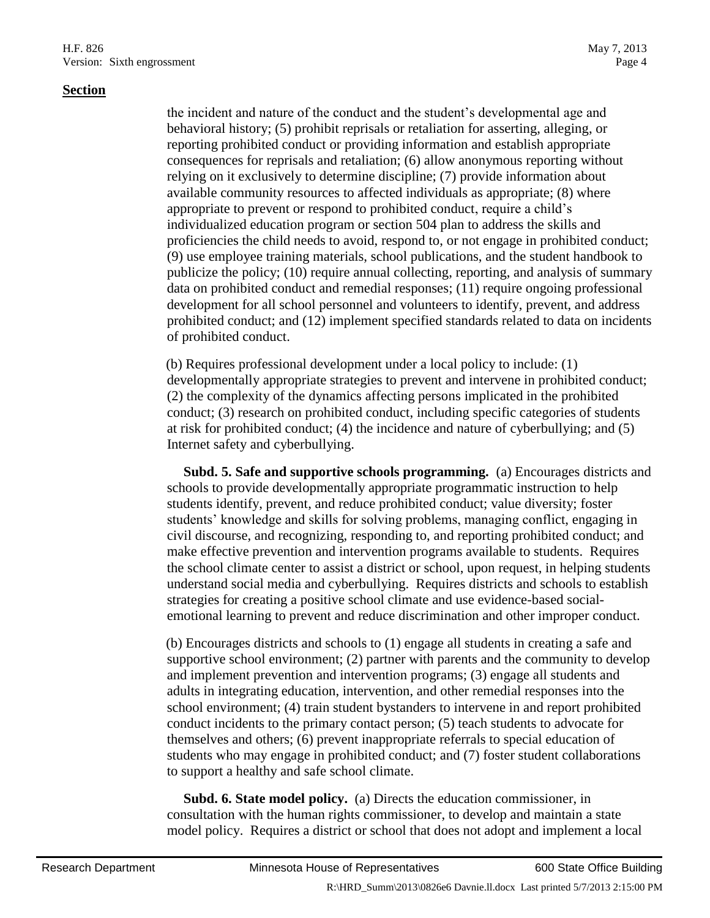**Section**

the incident and nature of the conduct and the student's developmental age and behavioral history; (5) prohibit reprisals or retaliation for asserting, alleging, or reporting prohibited conduct or providing information and establish appropriate consequences for reprisals and retaliation; (6) allow anonymous reporting without relying on it exclusively to determine discipline; (7) provide information about available community resources to affected individuals as appropriate; (8) where appropriate to prevent or respond to prohibited conduct, require a child's individualized education program or section 504 plan to address the skills and proficiencies the child needs to avoid, respond to, or not engage in prohibited conduct; (9) use employee training materials, school publications, and the student handbook to publicize the policy; (10) require annual collecting, reporting, and analysis of summary data on prohibited conduct and remedial responses; (11) require ongoing professional development for all school personnel and volunteers to identify, prevent, and address prohibited conduct; and (12) implement specified standards related to data on incidents of prohibited conduct.

(b) Requires professional development under a local policy to include: (1) developmentally appropriate strategies to prevent and intervene in prohibited conduct; (2) the complexity of the dynamics affecting persons implicated in the prohibited conduct; (3) research on prohibited conduct, including specific categories of students at risk for prohibited conduct; (4) the incidence and nature of cyberbullying; and (5) Internet safety and cyberbullying.

**Subd. 5. Safe and supportive schools programming.** (a) Encourages districts and schools to provide developmentally appropriate programmatic instruction to help students identify, prevent, and reduce prohibited conduct; value diversity; foster students' knowledge and skills for solving problems, managing conflict, engaging in civil discourse, and recognizing, responding to, and reporting prohibited conduct; and make effective prevention and intervention programs available to students. Requires the school climate center to assist a district or school, upon request, in helping students understand social media and cyberbullying. Requires districts and schools to establish strategies for creating a positive school climate and use evidence-based social-emotional learning to prevent and reduce discrimination and other improper conduct.

(b) Encourages districts and schools to (1) engage all students in creating a safe and supportive school environment; (2) partner with parents and the community to develop and implement prevention and intervention programs; (3) engage all students and adults in integrating education, intervention, and other remedial responses into the school environment; (4) train student bystanders to intervene in and report prohibited conduct incidents to the primary contact person; (5) teach students to advocate for themselves and others; (6) prevent inappropriate referrals to special education of students who may engage in prohibited conduct; and (7) foster student collaborations to support a healthy and safe school climate.

**Subd. 6. State model policy.** (a) Directs the education commissioner, in consultation with the human rights commissioner, to develop and maintain a state model policy. Requires a district or school that does not adopt and implement a local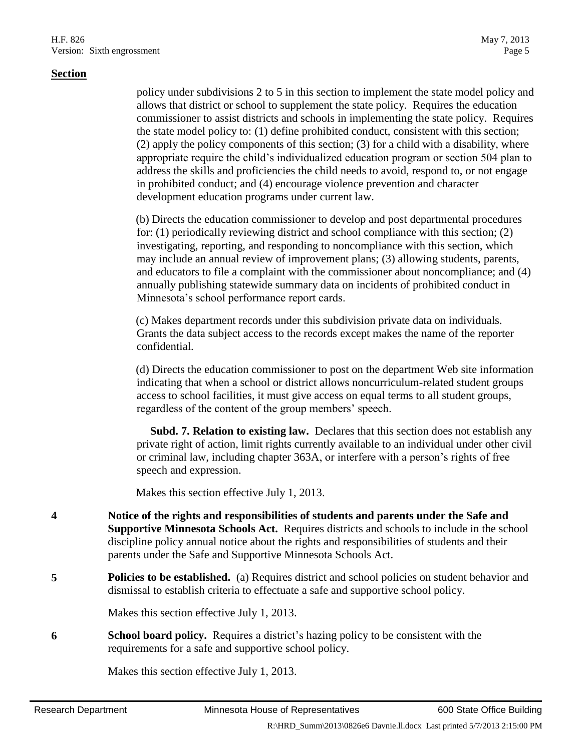**Section**

policy under subdivisions 2 to 5 in this section to implement the state model policy and allows that district or school to supplement the state policy. Requires the education commissioner to assist districts and schools in implementing the state policy. Requires the state model policy to: (1) define prohibited conduct, consistent with this section; (2) apply the policy components of this section; (3) for a child with a disability, where appropriate require the child's individualized education program or section 504 plan to address the skills and proficiencies the child needs to avoid, respond to, or not engage in prohibited conduct; and (4) encourage violence prevention and character development education programs under current law.

(b) Directs the education commissioner to develop and post departmental procedures for: (1) periodically reviewing district and school compliance with this section; (2) investigating, reporting, and responding to noncompliance with this section, which may include an annual review of improvement plans; (3) allowing students, parents, and educators to file a complaint with the commissioner about noncompliance; and (4) annually publishing statewide summary data on incidents of prohibited conduct in Minnesota's school performance report cards.

(c) Makes department records under this subdivision private data on individuals. Grants the data subject access to the records except makes the name of the reporter confidential.

(d) Directs the education commissioner to post on the department Web site information indicating that when a school or district allows noncurriculum-related student groups access to school facilities, it must give access on equal terms to all student groups, regardless of the content of the group members' speech.

**Subd. 7. Relation to existing law.** Declares that this section does not establish any private right of action, limit rights currently available to an individual under other civil or criminal law, including chapter 363A, or interfere with a person's rights of free speech and expression.

Makes this section effective July 1, 2013.

**4** **Notice of the rights and responsibilities of students and parents under the Safe and Supportive Minnesota Schools Act.** Requires districts and schools to include in the school discipline policy annual notice about the rights and responsibilities of students and their parents under the Safe and Supportive Minnesota Schools Act.

**5** **Policies to be established.** (a) Requires district and school policies on student behavior and dismissal to establish criteria to effectuate a safe and supportive school policy.

Makes this section effective July 1, 2013.

**6** **School board policy.** Requires a district's hazing policy to be consistent with the requirements for a safe and supportive school policy.

Makes this section effective July 1, 2013.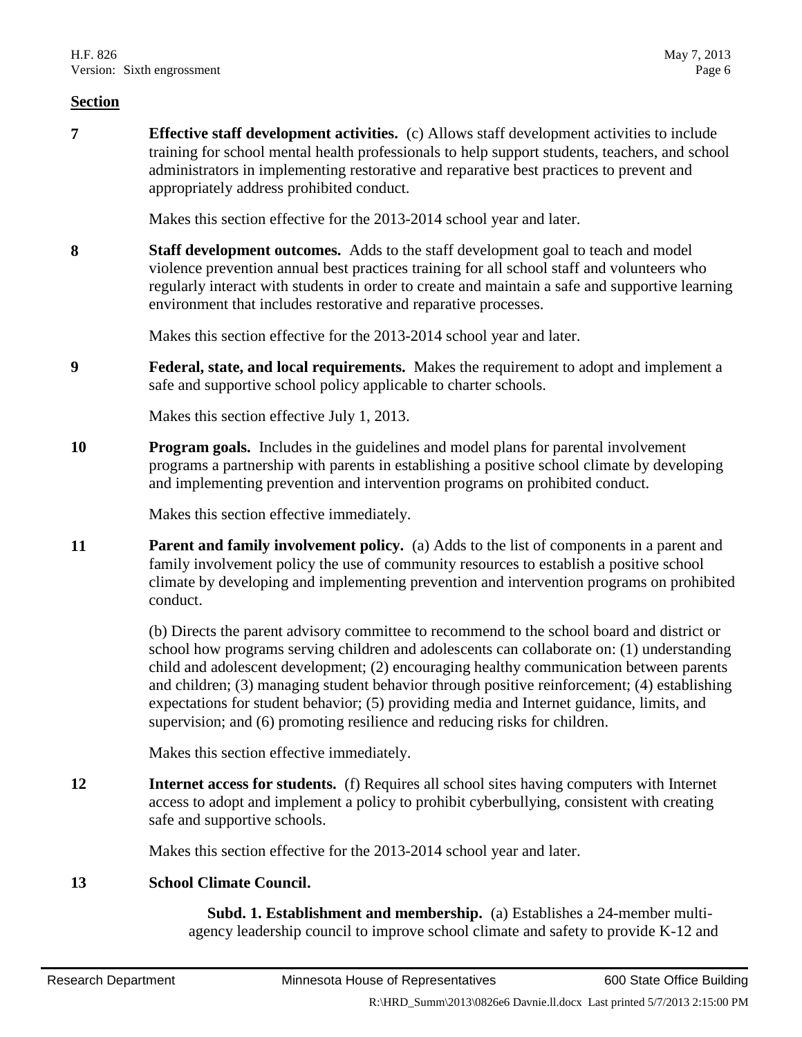**Section**

**7** **Effective staff development activities.** (c) Allows staff development activities to include training for school mental health professionals to help support students, teachers, and school administrators in implementing restorative and reparative best practices to prevent and appropriately address prohibited conduct.

Makes this section effective for the 2013-2014 school year and later.

**8** **Staff development outcomes.** Adds to the staff development goal to teach and model violence prevention annual best practices training for all school staff and volunteers who regularly interact with students in order to create and maintain a safe and supportive learning environment that includes restorative and reparative processes.

Makes this section effective for the 2013-2014 school year and later.

**9** **Federal, state, and local requirements.** Makes the requirement to adopt and implement a safe and supportive school policy applicable to charter schools.

Makes this section effective July 1, 2013.

**10** **Program goals.** Includes in the guidelines and model plans for parental involvement programs a partnership with parents in establishing a positive school climate by developing and implementing prevention and intervention programs on prohibited conduct.

Makes this section effective immediately.

**11** **Parent and family involvement policy.** (a) Adds to the list of components in a parent and family involvement policy the use of community resources to establish a positive school climate by developing and implementing prevention and intervention programs on prohibited conduct.

(b) Directs the parent advisory committee to recommend to the school board and district or school how programs serving children and adolescents can collaborate on: (1) understanding child and adolescent development; (2) encouraging healthy communication between parents and children; (3) managing student behavior through positive reinforcement; (4) establishing expectations for student behavior; (5) providing media and Internet guidance, limits, and supervision; and (6) promoting resilience and reducing risks for children.

Makes this section effective immediately.

**12** **Internet access for students.** (f) Requires all school sites having computers with Internet access to adopt and implement a policy to prohibit cyberbullying, consistent with creating safe and supportive schools.

Makes this section effective for the 2013-2014 school year and later.

**13** **School Climate Council.**

**Subd. 1. Establishment and membership.** (a) Establishes a 24-member multi-agency leadership council to improve school climate and safety to provide K-12 and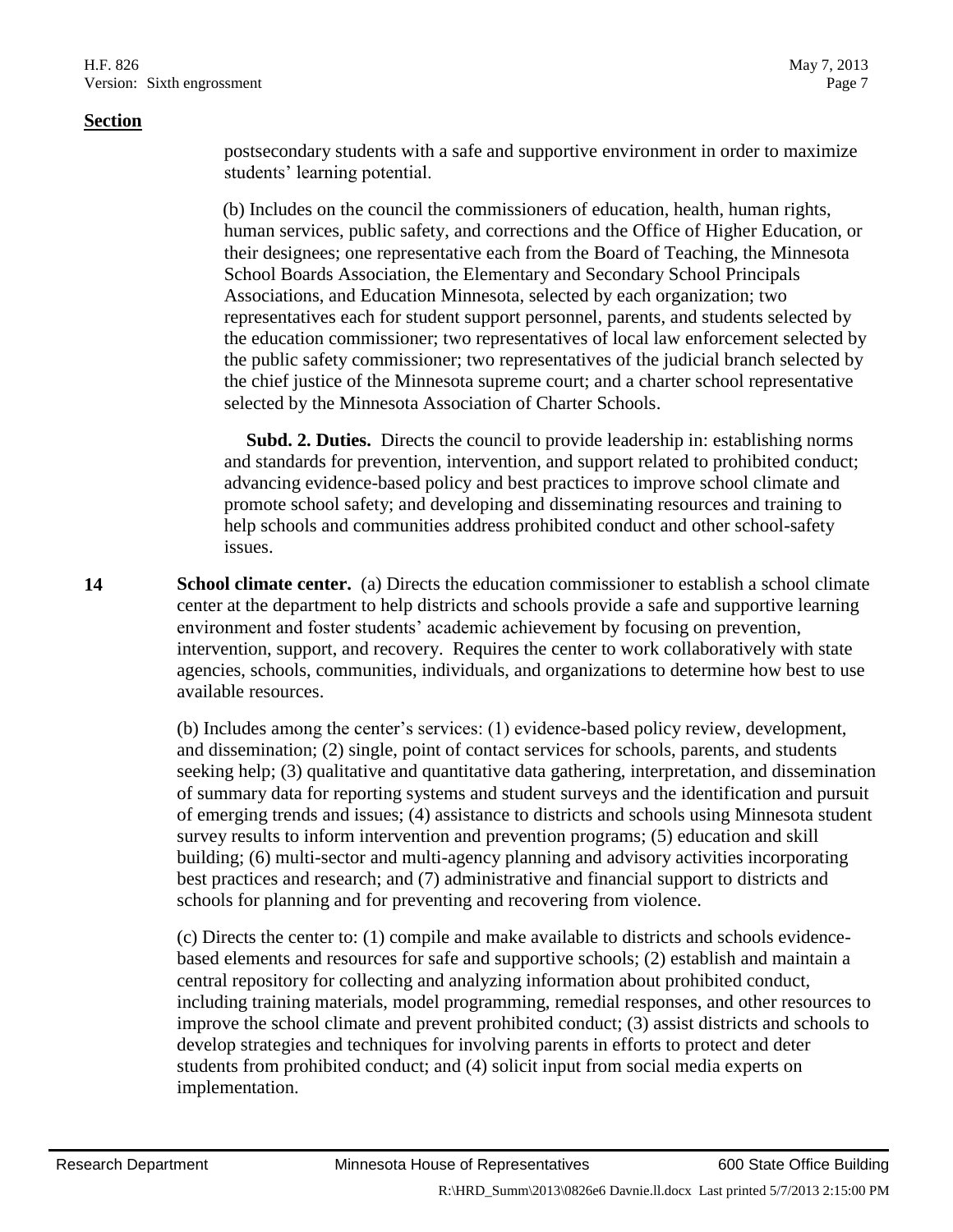**Section**

postsecondary students with a safe and supportive environment in order to maximize students' learning potential.

(b) Includes on the council the commissioners of education, health, human rights, human services, public safety, and corrections and the Office of Higher Education, or their designees; one representative each from the Board of Teaching, the Minnesota School Boards Association, the Elementary and Secondary School Principals Associations, and Education Minnesota, selected by each organization; two representatives each for student support personnel, parents, and students selected by the education commissioner; two representatives of local law enforcement selected by the public safety commissioner; two representatives of the judicial branch selected by the chief justice of the Minnesota supreme court; and a charter school representative selected by the Minnesota Association of Charter Schools.

**Subd. 2. Duties.** Directs the council to provide leadership in: establishing norms and standards for prevention, intervention, and support related to prohibited conduct; advancing evidence-based policy and best practices to improve school climate and promote school safety; and developing and disseminating resources and training to help schools and communities address prohibited conduct and other school-safety issues.

**14** **School climate center.** (a) Directs the education commissioner to establish a school climate center at the department to help districts and schools provide a safe and supportive learning environment and foster students' academic achievement by focusing on prevention, intervention, support, and recovery. Requires the center to work collaboratively with state agencies, schools, communities, individuals, and organizations to determine how best to use available resources.

(b) Includes among the center's services: (1) evidence-based policy review, development, and dissemination; (2) single, point of contact services for schools, parents, and students seeking help; (3) qualitative and quantitative data gathering, interpretation, and dissemination of summary data for reporting systems and student surveys and the identification and pursuit of emerging trends and issues; (4) assistance to districts and schools using Minnesota student survey results to inform intervention and prevention programs; (5) education and skill building; (6) multi-sector and multi-agency planning and advisory activities incorporating best practices and research; and (7) administrative and financial support to districts and schools for planning and for preventing and recovering from violence.

(c) Directs the center to: (1) compile and make available to districts and schools evidence-based elements and resources for safe and supportive schools; (2) establish and maintain a central repository for collecting and analyzing information about prohibited conduct, including training materials, model programming, remedial responses, and other resources to improve the school climate and prevent prohibited conduct; (3) assist districts and schools to develop strategies and techniques for involving parents in efforts to protect and deter students from prohibited conduct; and (4) solicit input from social media experts on implementation.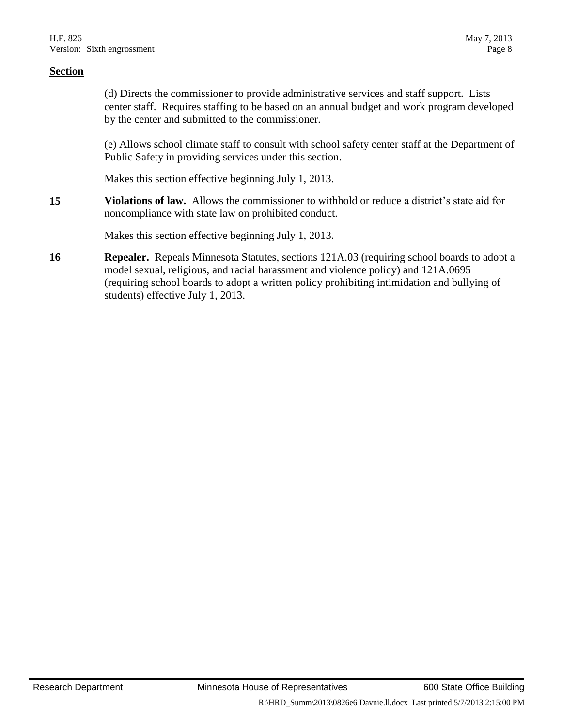**Section**

(d) Directs the commissioner to provide administrative services and staff support. Lists center staff. Requires staffing to be based on an annual budget and work program developed by the center and submitted to the commissioner.

(e) Allows school climate staff to consult with school safety center staff at the Department of Public Safety in providing services under this section.

Makes this section effective beginning July 1, 2013.

**15** **Violations of law.** Allows the commissioner to withhold or reduce a district's state aid for noncompliance with state law on prohibited conduct.

Makes this section effective beginning July 1, 2013.

**16** **Repealer.** Repeals Minnesota Statutes, sections 121A.03 (requiring school boards to adopt a model sexual, religious, and racial harassment and violence policy) and 121A.0695 (requiring school boards to adopt a written policy prohibiting intimidation and bullying of students) effective July 1, 2013.